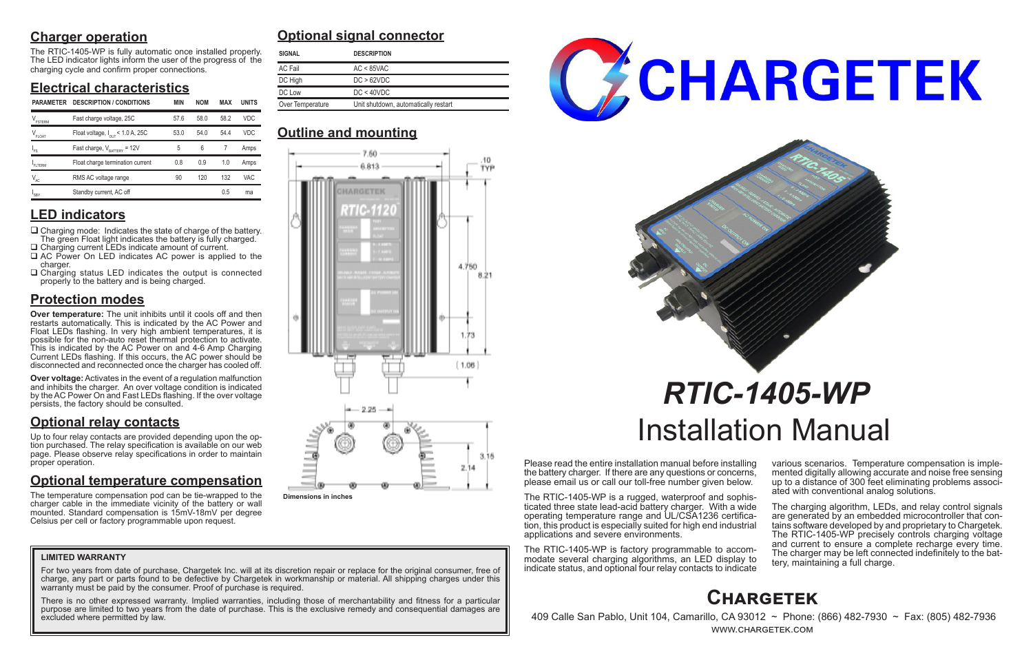## Charger operation

The RTIC-1405-WP is fully automatic once installed properly. The LED indicator lights inform the user of the progress of the charging cycle and confirm proper connections.

## Electrical characteristics

| PARAMETER | DESCRIPTION / CONDITIONS | MIN | NOM | MAX | UNITS |
|---|---|---|---|---|---|
| $V_{FSTERM}$ | Fast charge voltage, 25C | 57.6 | 58.0 | 58.2 | VDC |
| $V_{FLOAT}$ | Float voltage, $I_{OUT}$ < 1.0 A, 25C | 53.0 | 54.0 | 54.4 | VDC |
| $I_{FS}$ | Fast charge, $V_{BATTERY}$ = 12V | 5 | 6 | 7 | Amps |
| $I_{FLTERM}$ | Float charge termination current | 0.8 | 0.9 | 1.0 | Amps |
| $V_{AC}$ | RMS AC voltage range | 90 | 120 | 132 | VAC |
| $I_{SBY}$ | Standby current, AC off | | | 0.5 | ma |

## LED indicators

- ❑ Charging mode: Indicates the state of charge of the battery. The green Float light indicates the battery is fully charged.
- ❑ Charging current LEDs indicate amount of current.
- ❑ AC Power On LED indicates AC power is applied to the charger.
- ❑ Charging status LED indicates the output is connected properly to the battery and is being charged.

## Protection modes

**Over temperature:** The unit inhibits until it cools off and then restarts automatically. This is indicated by the AC Power and Float LEDs flashing. In very high ambient temperatures, it is possible for the non-auto reset thermal protection to activate. This is indicated by the AC Power on and 4-6 Amp Charging Current LEDs flashing. If this occurs, the AC power should be disconnected and reconnected once the charger has cooled off.

**Over voltage:** Activates in the event of a regulation malfunction and inhibits the charger. An over voltage condition is indicated by the AC Power On and Fast LEDs flashing. If the over voltage persists, the factory should be consulted.

## Optional relay contacts

Up to four relay contacts are provided depending upon the option purchased. The relay specification is available on our web page. Please observe relay specifications in order to maintain proper operation.

## Optional temperature compensation

The temperature compensation pod can be tie-wrapped to the charger cable in the immediate vicinity of the battery or wall mounted. Standard compensation is 15mV-18mV per degree Celsius per cell or factory programmable upon request.

## Optional signal connector

| SIGNAL | DESCRIPTION |
|---|---|
| AC Fail | AC < 85VAC |
| DC High | DC > 62VDC |
| DC Low | DC < 40VDC |
| Over Temperature | Unit shutdown, automatically restart |

## Outline and mounting

Dimensions in inches

**LIMITED WARRANTY**

For two years from date of purchase, Chargetek Inc. will at its discretion repair or replace for the original consumer, free of charge, any part or parts found to be defective by Chargetek in workmanship or material. All shipping charges under this warranty must be paid by the consumer. Proof of purchase is required.

There is no other expressed warranty. Implied warranties, including those of merchantability and fitness for a particular purpose are limited to two years from the date of purchase. This is the exclusive remedy and consequential damages are excluded where permitted by law.

# CHARGETEK

# *RTIC-1405-WP*

# Installation Manual

Please read the entire installation manual before installing the battery charger. If there are any questions or concerns, please email us or call our toll-free number given below.

The RTIC-1405-WP is a rugged, waterproof and sophisticated three stage lead-acid battery charger. With a wide operating temperature range and UL/CSA1236 certification, this product is especially suited for high end industrial applications and severe environments.

The RTIC-1405-WP is factory programmable to accommodate several charging algorithms, an LED display to indicate status, and optional four relay contacts to indicate various scenarios. Temperature compensation is implemented digitally allowing accurate and noise free sensing up to a distance of 300 feet eliminating problems associated with conventional analog solutions.

The charging algorithm, LEDs, and relay control signals are generated by an embedded microcontroller that contains software developed by and proprietary to Chargetek. The RTIC-1405-WP precisely controls charging voltage and current to ensure a complete recharge every time. The charger may be left connected indefinitely to the battery, maintaining a full charge.

## Chargetek

409 Calle San Pablo, Unit 104, Camarillo, CA 93012 ~ Phone: (866) 482-7930 ~ Fax: (805) 482-7936

WWW.CHARGETEK.COM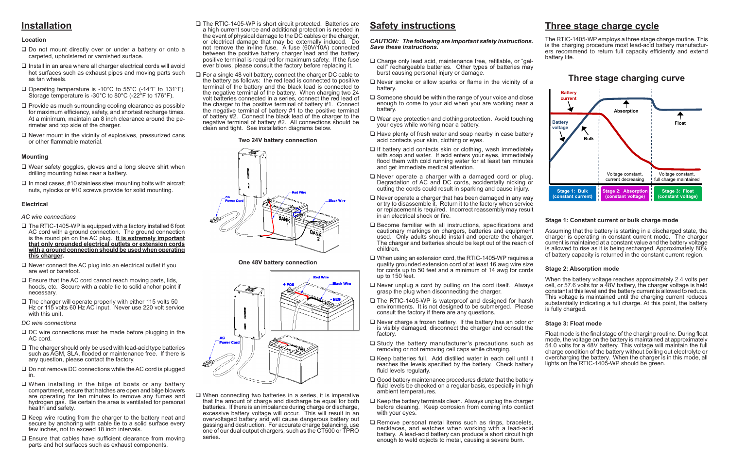## Installation

### Location

- ❑ Do not mount directly over or under a battery or onto a carpeted, upholstered or varnished surface.
- ❑ Install in an area where all charger electrical cords will avoid hot surfaces such as exhaust pipes and moving parts such as fan wheels.
- ❑ Operating temperature is -10°C to 55°C (-14°F to 131°F). Storage temperature is -30°C to 80°C (-22°F to 176°F).
- ❑ Provide as much surrounding cooling clearance as possible for maximum efficiency, safety, and shortest recharge times. At a minimum, maintain an 8 inch clearance around the perimeter and top side of the charger.
- ❑ Never mount in the vicinity of explosives, pressurized cans or other flammable material.

### Mounting

- ❑ Wear safety goggles, gloves and a long sleeve shirt when drilling mounting holes near a battery.
- ❑ In most cases, #10 stainless steel mounting bolts with aircraft nuts, nylocks or #10 screws provide for solid mounting.

### Electrical

*AC wire connections*

- ❑ The RTIC-1405-WP is equipped with a factory installed 6 foot AC cord with a ground connection. The ground connection is the round pin on the AC plug. **It is extremely important that only grounded electrical outlets or extension cords with a ground connection should be used when operating this charger.**
- ❑ Never connect the AC plug into an electrical outlet if you are wet or barefoot.
- ❑ Ensure that the AC cord cannot reach moving parts, lids, hoods, etc. Secure with a cable tie to solid anchor point if necessary.
- ❑ The charger will operate properly with either 115 volts 50 Hz or 115 volts 60 Hz AC input. Never use 220 volt service with this unit.

*DC wire connections*

- ❑ DC wire connections must be made before plugging in the AC cord.
- ❑ The charger should only be used with lead-acid type batteries such as AGM, SLA, flooded or maintenance free. If there is any question, please contact the factory.
- ❑ Do not remove DC connections while the AC cord is plugged in.
- ❑ When installing in the bilge of boats or any battery compartment, ensure that hatches are open and bilge blowers are operating for ten minutes to remove any fumes and hydrogen gas. Be certain the area is ventilated for personal health and safety.
- ❑ Keep wire routing from the charger to the battery neat and secure by anchoring with cable tie to a solid surface every few inches, not to exceed 18 inch intervals.
- ❑ Ensure that cables have sufficient clearance from moving parts and hot surfaces such as exhaust components.
- ❑ The RTIC-1405-WP is short circuit protected. Batteries are a high current source and additional protection is needed in the event of physical damage to the DC cables or the charger, or electrical damage that may be externally induced. Do not remove the in-line fuse. A fuse (60V/10A) connected between the positive battery charger lead and the battery positive terminal is required for maximum safety. If the fuse ever blows, please consult the factory before replacing it.
- ❑ For a single 48 volt battery, connect the charger DC cable to the battery as follows: the red lead is connected to positive terminal of the battery and the black lead is connected to the negative terminal of the battery. When charging two 24 volt batteries connected in a series, connect the red lead of the charger to the positive terminal of battery #1. Connect the negative terminal of battery #1 to the positive terminal of battery #2. Connect the black lead of the charger to the negative terminal of battery #2. All connections should be clean and tight. See installation diagrams below.

**Two 24V battery connection**

AC Power Cord
Red Wire
Black Wire
BANK 1
BANK 2

**One 48V battery connection**

Red Wire
+ POS
Black Wire
- NEG
AC Power Cord

- ❑ When connecting two batteries in a series, it is imperative that the amount of charge and discharge be equal for both batteries. If there is an imbalance during charge or discharge, excessive battery voltage will occur. This will result in an overvoltaged battery and will cause dangerous battery out gassing and destruction. For accurate charge balancing, use one of our dual output chargers, such as the CT500 or TPRO series.

## Safety instructions

***CAUTION: The following are important safety instructions. Save these instructions.***

- ❑ Charge only lead acid, maintenance free, refillable, or "gel-cell" rechargeable batteries. Other types of batteries may burst causing personal injury or damage.
- ❑ Never smoke or allow sparks or flame in the vicinity of a battery.
- ❑ Someone should be within the range of your voice and close enough to come to your aid when you are working near a battery.
- ❑ Wear eye protection and clothing protection. Avoid touching your eyes while working near a battery.
- ❑ Have plenty of fresh water and soap nearby in case battery acid contacts your skin, clothing or eyes.
- ❑ If battery acid contacts skin or clothing, wash immediately with soap and water. If acid enters your eyes, immediately flood them with cold running water for at least ten minutes and get immediate medical attention.
- ❑ Never operate a charger with a damaged cord or plug. Degradation of AC and DC cords, accidentally nicking or cutting the cords could result in sparking and cause injury.
- ❑ Never operate a charger that has been damaged in any way or try to disassemble it. Return it to the factory when service or replacement is required. Incorrect reassembly may result in an electrical shock or fire.
- ❑ Become familiar with all instructions, specifications and cautionary markings on chargers, batteries and equipment used. Only adults should install and operate the charger. The charger and batteries should be kept out of the reach of children.
- ❑ When using an extension cord, the RTIC-1405-WP requires a quality grounded extension cord of at least 16 awg wire size for cords up to 50 feet and a minimum of 14 awg for cords up to 150 feet.
- ❑ Never unplug a cord by pulling on the cord itself. Always grasp the plug when disconnecting the charger.
- ❑ The RTIC-1405-WP is waterproof and designed for harsh environments. It is not designed to be submerged. Please consult the factory if there are any questions.
- ❑ Never charge a frozen battery. If the battery has an odor or is visibly damaged, disconnect the charger and consult the factory.
- ❑ Study the battery manufacturer's precautions such as removing or not removing cell caps while charging.
- ❑ Keep batteries full. Add distilled water in each cell until it reaches the levels specified by the battery. Check battery fluid levels regularly.
- ❑ Good battery maintenance procedures dictate that the battery fluid levels be checked on a regular basis, especially in high ambient temperatures.
- ❑ Keep the battery terminals clean. Always unplug the charger before cleaning. Keep corrosion from coming into contact with your eyes.
- ❑ Remove personal metal items such as rings, bracelets, necklaces, and watches when working with a lead-acid battery. A lead-acid battery can produce a short circuit high enough to weld objects to metal, causing a severe burn.

## Three stage charge cycle

The RTIC-1405-WP employs a three stage charge routine. This is the charging procedure most lead-acid battery manufacturers recommend to return full capacity efficiently and extend battery life.

**Three stage charging curve**

Battery current
Battery voltage
Bulk
Absorption
Float
Voltage constant, current decreasing
Voltage constant, full charge maintained
Stage 1: Bulk (constant current)
Stage 2: Absorption (constant voltage)
Stage 3: Float (constant voltage)

### Stage 1: Constant current or bulk charge mode

Assuming that the battery is starting in a discharged state, the charger is operating in constant current mode. The charger current is maintained at a constant value and the battery voltage is allowed to rise as it is being recharged. Approximately 80% of battery capacity is returned in the constant current region.

### Stage 2: Absorption mode

When the battery voltage reaches approximately 2.4 volts per cell, or 57.6 volts for a 48V battery, the charger voltage is held constant at this level and the battery current is allowed to reduce. This voltage is maintained until the charging current reduces substantially indicating a full charge. At this point, the battery is fully charged.

### Stage 3: Float mode

Float mode is the final stage of the charging routine. During float mode, the voltage on the battery is maintained at approximately 54.0 volts for a 48V battery. This voltage will maintain the full charge condition of the battery without boiling out electrolyte or overcharging the battery. When the charger is in this mode, all lights on the RTIC-1405-WP should be green.